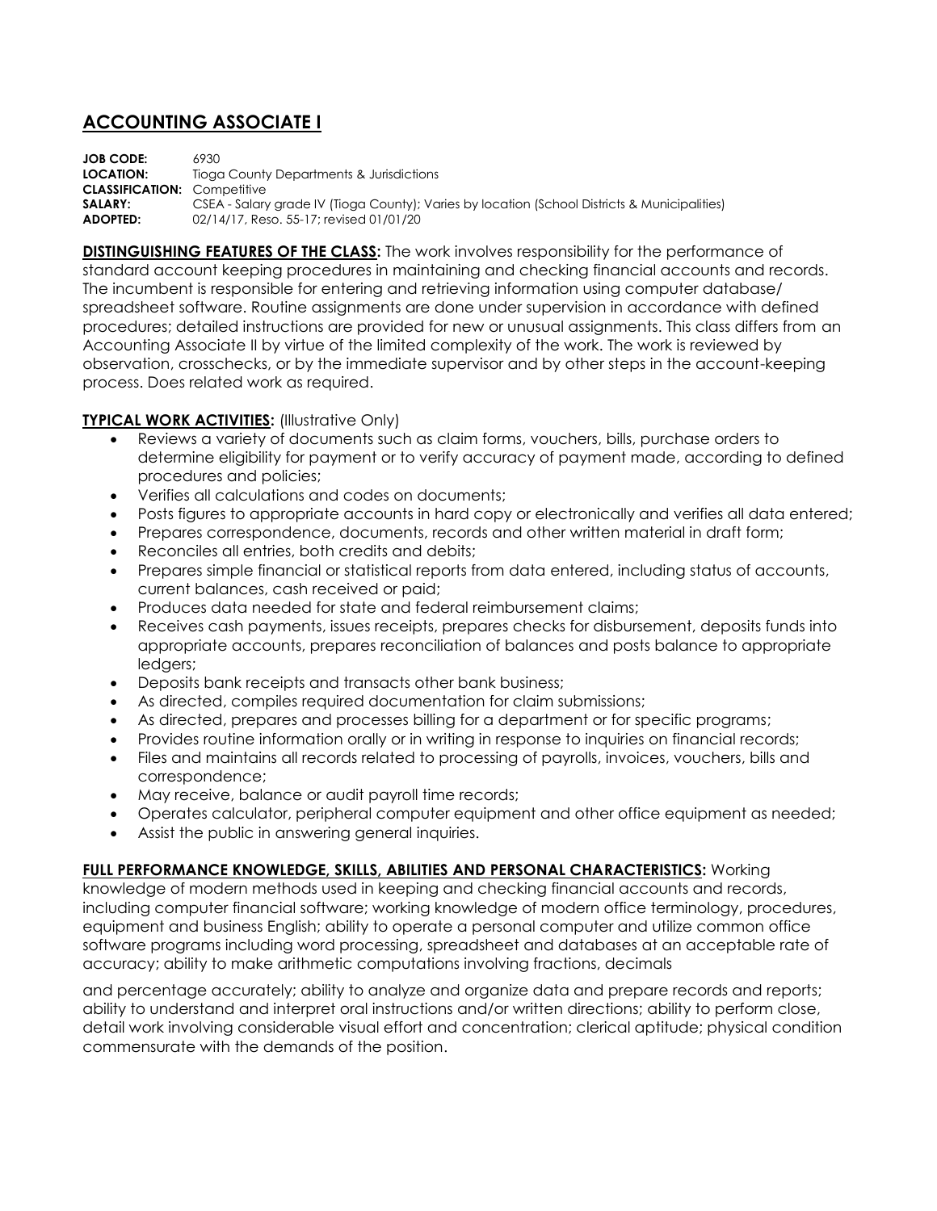# ACCOUNTING ASSOCIATE I

**JOB CODE:** 6930
**LOCATION:** Tioga County Departments & Jurisdictions
**CLASSIFICATION:** Competitive
**SALARY:** CSEA - Salary grade IV (Tioga County); Varies by location (School Districts & Municipalities)
**ADOPTED:** 02/14/17, Reso. 55-17; revised 01/01/20

**DISTINGUISHING FEATURES OF THE CLASS:** The work involves responsibility for the performance of standard account keeping procedures in maintaining and checking financial accounts and records. The incumbent is responsible for entering and retrieving information using computer database/ spreadsheet software. Routine assignments are done under supervision in accordance with defined procedures; detailed instructions are provided for new or unusual assignments. This class differs from an Accounting Associate II by virtue of the limited complexity of the work. The work is reviewed by observation, crosschecks, or by the immediate supervisor and by other steps in the account-keeping process. Does related work as required.

**TYPICAL WORK ACTIVITIES:** (Illustrative Only)

- Reviews a variety of documents such as claim forms, vouchers, bills, purchase orders to determine eligibility for payment or to verify accuracy of payment made, according to defined procedures and policies;
- Verifies all calculations and codes on documents;
- Posts figures to appropriate accounts in hard copy or electronically and verifies all data entered;
- Prepares correspondence, documents, records and other written material in draft form;
- Reconciles all entries, both credits and debits;
- Prepares simple financial or statistical reports from data entered, including status of accounts, current balances, cash received or paid;
- Produces data needed for state and federal reimbursement claims;
- Receives cash payments, issues receipts, prepares checks for disbursement, deposits funds into appropriate accounts, prepares reconciliation of balances and posts balance to appropriate ledgers;
- Deposits bank receipts and transacts other bank business;
- As directed, compiles required documentation for claim submissions;
- As directed, prepares and processes billing for a department or for specific programs;
- Provides routine information orally or in writing in response to inquiries on financial records;
- Files and maintains all records related to processing of payrolls, invoices, vouchers, bills and correspondence;
- May receive, balance or audit payroll time records;
- Operates calculator, peripheral computer equipment and other office equipment as needed;
- Assist the public in answering general inquiries.

**FULL PERFORMANCE KNOWLEDGE, SKILLS, ABILITIES AND PERSONAL CHARACTERISTICS:** Working knowledge of modern methods used in keeping and checking financial accounts and records, including computer financial software; working knowledge of modern office terminology, procedures, equipment and business English; ability to operate a personal computer and utilize common office software programs including word processing, spreadsheet and databases at an acceptable rate of accuracy; ability to make arithmetic computations involving fractions, decimals and percentage accurately; ability to analyze and organize data and prepare records and reports; ability to understand and interpret oral instructions and/or written directions; ability to perform close, detail work involving considerable visual effort and concentration; clerical aptitude; physical condition commensurate with the demands of the position.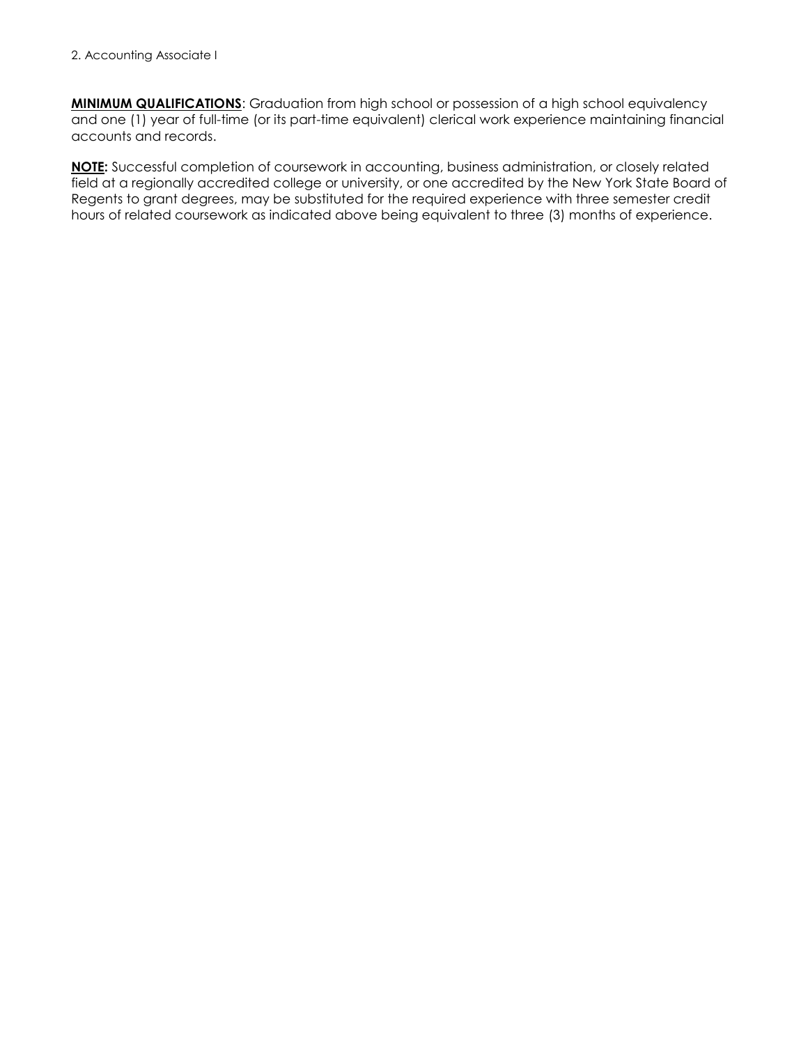2. Accounting Associate I

**MINIMUM QUALIFICATIONS**: Graduation from high school or possession of a high school equivalency and one (1) year of full-time (or its part-time equivalent) clerical work experience maintaining financial accounts and records.

**NOTE:** Successful completion of coursework in accounting, business administration, or closely related field at a regionally accredited college or university, or one accredited by the New York State Board of Regents to grant degrees, may be substituted for the required experience with three semester credit hours of related coursework as indicated above being equivalent to three (3) months of experience.